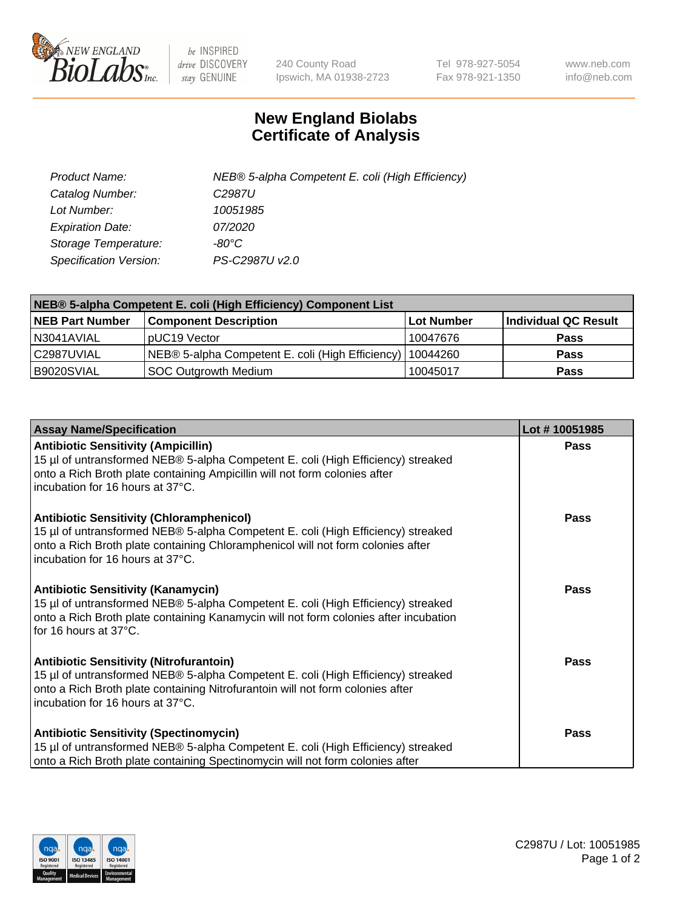# New England Biolabs
# Certificate of Analysis

| | |
|---|---|
| *Product Name:* | *NEB® 5-alpha Competent E. coli (High Efficiency)* |
| *Catalog Number:* | *C2987U* |
| *Lot Number:* | *10051985* |
| *Expiration Date:* | *07/2020* |
| *Storage Temperature:* | *-80°C* |
| *Specification Version:* | *PS-C2987U v2.0* |

| **NEB® 5-alpha Competent E. coli (High Efficiency) Component List** | | | |
|---|---|---|---|
| **NEB Part Number** | **Component Description** | **Lot Number** | **Individual QC Result** |
| N3041AVIAL | pUC19 Vector | 10047676 | **Pass** |
| C2987UVIAL | NEB® 5-alpha Competent E. coli (High Efficiency) | 10044260 | **Pass** |
| B9020SVIAL | SOC Outgrowth Medium | 10045017 | **Pass** |

| **Assay Name/Specification** | **Lot # 10051985** |
|---|---|
| **Antibiotic Sensitivity (Ampicillin)**<br>15 µl of untransformed NEB® 5-alpha Competent E. coli (High Efficiency) streaked onto a Rich Broth plate containing Ampicillin will not form colonies after incubation for 16 hours at 37°C. | **Pass** |
| **Antibiotic Sensitivity (Chloramphenicol)**<br>15 µl of untransformed NEB® 5-alpha Competent E. coli (High Efficiency) streaked onto a Rich Broth plate containing Chloramphenicol will not form colonies after incubation for 16 hours at 37°C. | **Pass** |
| **Antibiotic Sensitivity (Kanamycin)**<br>15 µl of untransformed NEB® 5-alpha Competent E. coli (High Efficiency) streaked onto a Rich Broth plate containing Kanamycin will not form colonies after incubation for 16 hours at 37°C. | **Pass** |
| **Antibiotic Sensitivity (Nitrofurantoin)**<br>15 µl of untransformed NEB® 5-alpha Competent E. coli (High Efficiency) streaked onto a Rich Broth plate containing Nitrofurantoin will not form colonies after incubation for 16 hours at 37°C. | **Pass** |
| **Antibiotic Sensitivity (Spectinomycin)**<br>15 µl of untransformed NEB® 5-alpha Competent E. coli (High Efficiency) streaked onto a Rich Broth plate containing Spectinomycin will not form colonies after | **Pass** |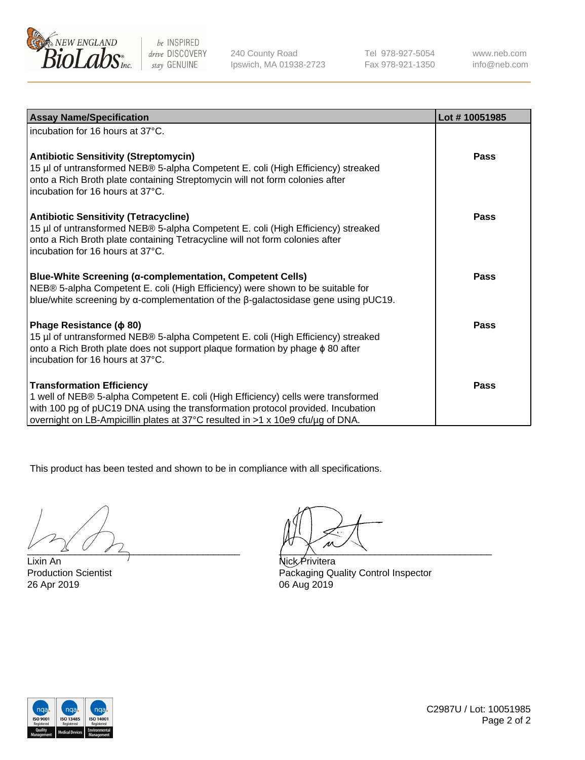| Assay Name/Specification | Lot # 10051985 |
|---|---|
| incubation for 16 hours at 37°C. | |
| **Antibiotic Sensitivity (Streptomycin)**<br>15 µl of untransformed NEB® 5-alpha Competent E. coli (High Efficiency) streaked onto a Rich Broth plate containing Streptomycin will not form colonies after incubation for 16 hours at 37°C. | **Pass** |
| **Antibiotic Sensitivity (Tetracycline)**<br>15 µl of untransformed NEB® 5-alpha Competent E. coli (High Efficiency) streaked onto a Rich Broth plate containing Tetracycline will not form colonies after incubation for 16 hours at 37°C. | **Pass** |
| **Blue-White Screening (α-complementation, Competent Cells)**<br>NEB® 5-alpha Competent E. coli (High Efficiency) were shown to be suitable for blue/white screening by α-complementation of the β-galactosidase gene using pUC19. | **Pass** |
| **Phage Resistance (ϕ 80)**<br>15 µl of untransformed NEB® 5-alpha Competent E. coli (High Efficiency) streaked onto a Rich Broth plate does not support plaque formation by phage ϕ 80 after incubation for 16 hours at 37°C. | **Pass** |
| **Transformation Efficiency**<br>1 well of NEB® 5-alpha Competent E. coli (High Efficiency) cells were transformed with 100 pg of pUC19 DNA using the transformation protocol provided. Incubation overnight on LB-Ampicillin plates at 37°C resulted in >1 x 10e9 cfu/µg of DNA. | **Pass** |

This product has been tested and shown to be in compliance with all specifications.

Lixin An
Production Scientist
26 Apr 2019

Nick Privitera
Packaging Quality Control Inspector
06 Aug 2019

C2987U / Lot: 10051985